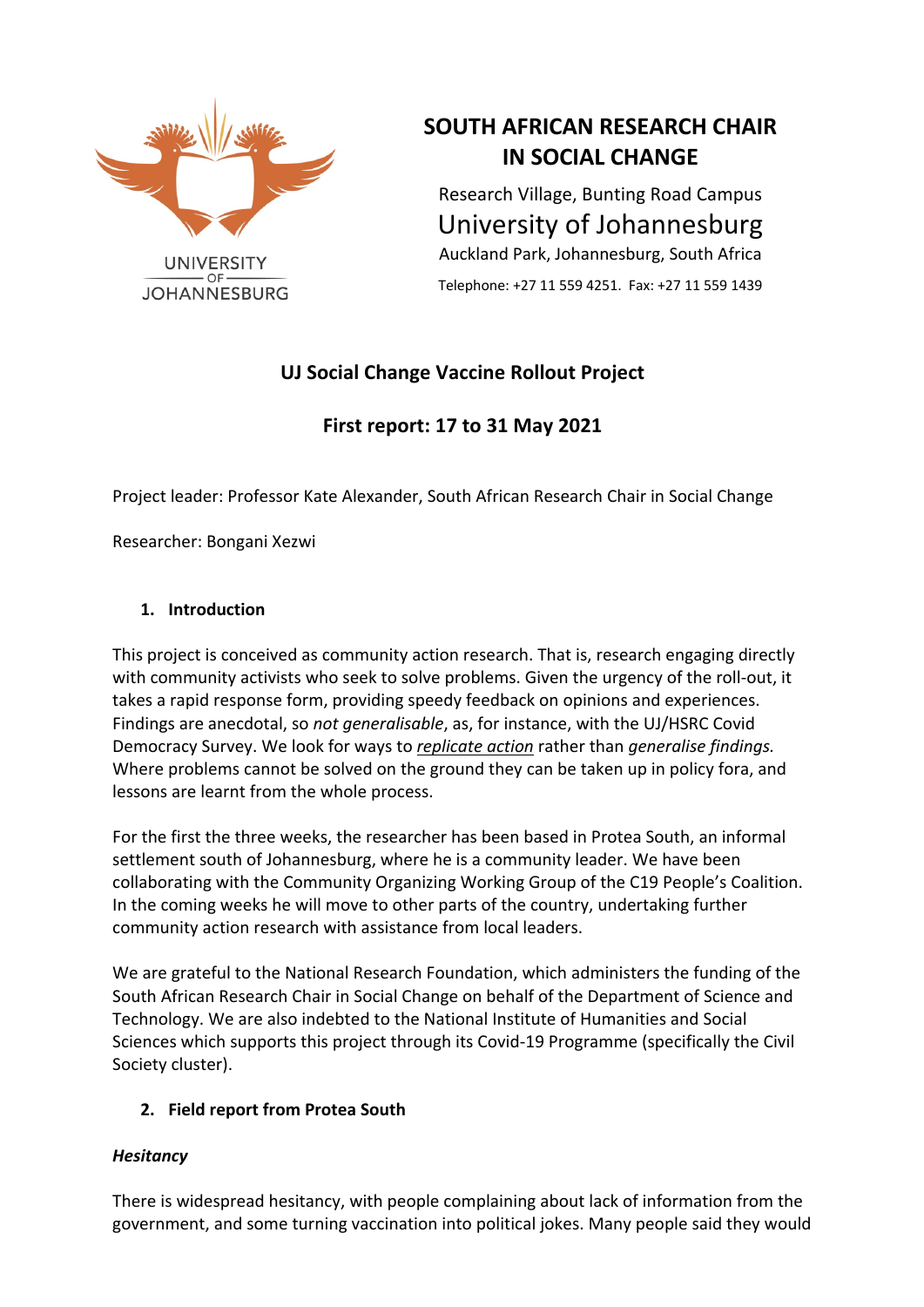UNIVERSITY OF JOHANNESBURG

# SOUTH AFRICAN RESEARCH CHAIR IN SOCIAL CHANGE

Research Village, Bunting Road Campus
University of Johannesburg
Auckland Park, Johannesburg, South Africa
Telephone: +27 11 559 4251. Fax: +27 11 559 1439

## UJ Social Change Vaccine Rollout Project

## First report: 17 to 31 May 2021

Project leader: Professor Kate Alexander, South African Research Chair in Social Change

Researcher: Bongani Xezwi

### 1. Introduction

This project is conceived as community action research. That is, research engaging directly with community activists who seek to solve problems. Given the urgency of the roll-out, it takes a rapid response form, providing speedy feedback on opinions and experiences. Findings are anecdotal, so *not generalisable*, as, for instance, with the UJ/HSRC Covid Democracy Survey. We look for ways to *replicate action* rather than *generalise findings.* Where problems cannot be solved on the ground they can be taken up in policy fora, and lessons are learnt from the whole process.

For the first the three weeks, the researcher has been based in Protea South, an informal settlement south of Johannesburg, where he is a community leader. We have been collaborating with the Community Organizing Working Group of the C19 People's Coalition. In the coming weeks he will move to other parts of the country, undertaking further community action research with assistance from local leaders.

We are grateful to the National Research Foundation, which administers the funding of the South African Research Chair in Social Change on behalf of the Department of Science and Technology. We are also indebted to the National Institute of Humanities and Social Sciences which supports this project through its Covid-19 Programme (specifically the Civil Society cluster).

### 2. Field report from Protea South

***Hesitancy***

There is widespread hesitancy, with people complaining about lack of information from the government, and some turning vaccination into political jokes. Many people said they would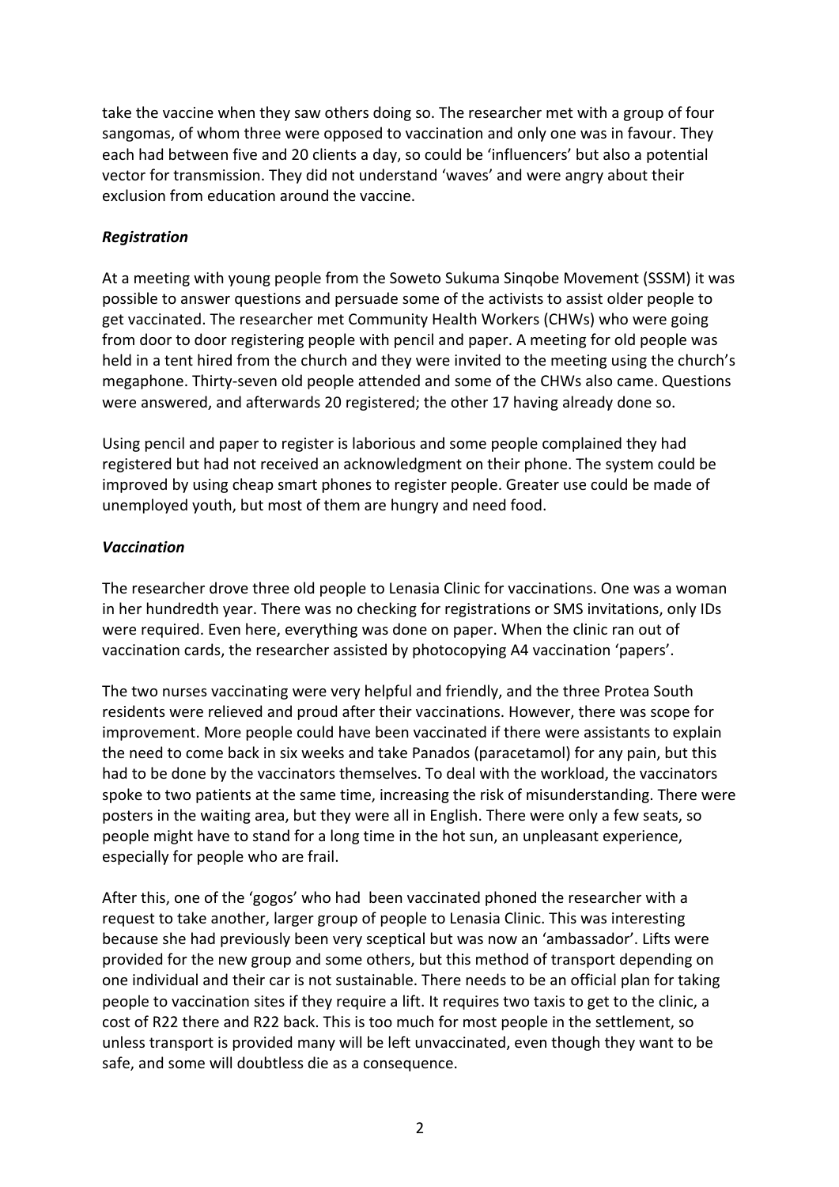take the vaccine when they saw others doing so. The researcher met with a group of four sangomas, of whom three were opposed to vaccination and only one was in favour. They each had between five and 20 clients a day, so could be 'influencers' but also a potential vector for transmission. They did not understand 'waves' and were angry about their exclusion from education around the vaccine.

***Registration***

At a meeting with young people from the Soweto Sukuma Sinqobe Movement (SSSM) it was possible to answer questions and persuade some of the activists to assist older people to get vaccinated. The researcher met Community Health Workers (CHWs) who were going from door to door registering people with pencil and paper. A meeting for old people was held in a tent hired from the church and they were invited to the meeting using the church's megaphone. Thirty-seven old people attended and some of the CHWs also came. Questions were answered, and afterwards 20 registered; the other 17 having already done so.

Using pencil and paper to register is laborious and some people complained they had registered but had not received an acknowledgment on their phone. The system could be improved by using cheap smart phones to register people. Greater use could be made of unemployed youth, but most of them are hungry and need food.

***Vaccination***

The researcher drove three old people to Lenasia Clinic for vaccinations. One was a woman in her hundredth year. There was no checking for registrations or SMS invitations, only IDs were required. Even here, everything was done on paper. When the clinic ran out of vaccination cards, the researcher assisted by photocopying A4 vaccination 'papers'.

The two nurses vaccinating were very helpful and friendly, and the three Protea South residents were relieved and proud after their vaccinations. However, there was scope for improvement. More people could have been vaccinated if there were assistants to explain the need to come back in six weeks and take Panados (paracetamol) for any pain, but this had to be done by the vaccinators themselves. To deal with the workload, the vaccinators spoke to two patients at the same time, increasing the risk of misunderstanding. There were posters in the waiting area, but they were all in English. There were only a few seats, so people might have to stand for a long time in the hot sun, an unpleasant experience, especially for people who are frail.

After this, one of the 'gogos' who had been vaccinated phoned the researcher with a request to take another, larger group of people to Lenasia Clinic. This was interesting because she had previously been very sceptical but was now an 'ambassador'. Lifts were provided for the new group and some others, but this method of transport depending on one individual and their car is not sustainable. There needs to be an official plan for taking people to vaccination sites if they require a lift. It requires two taxis to get to the clinic, a cost of R22 there and R22 back. This is too much for most people in the settlement, so unless transport is provided many will be left unvaccinated, even though they want to be safe, and some will doubtless die as a consequence.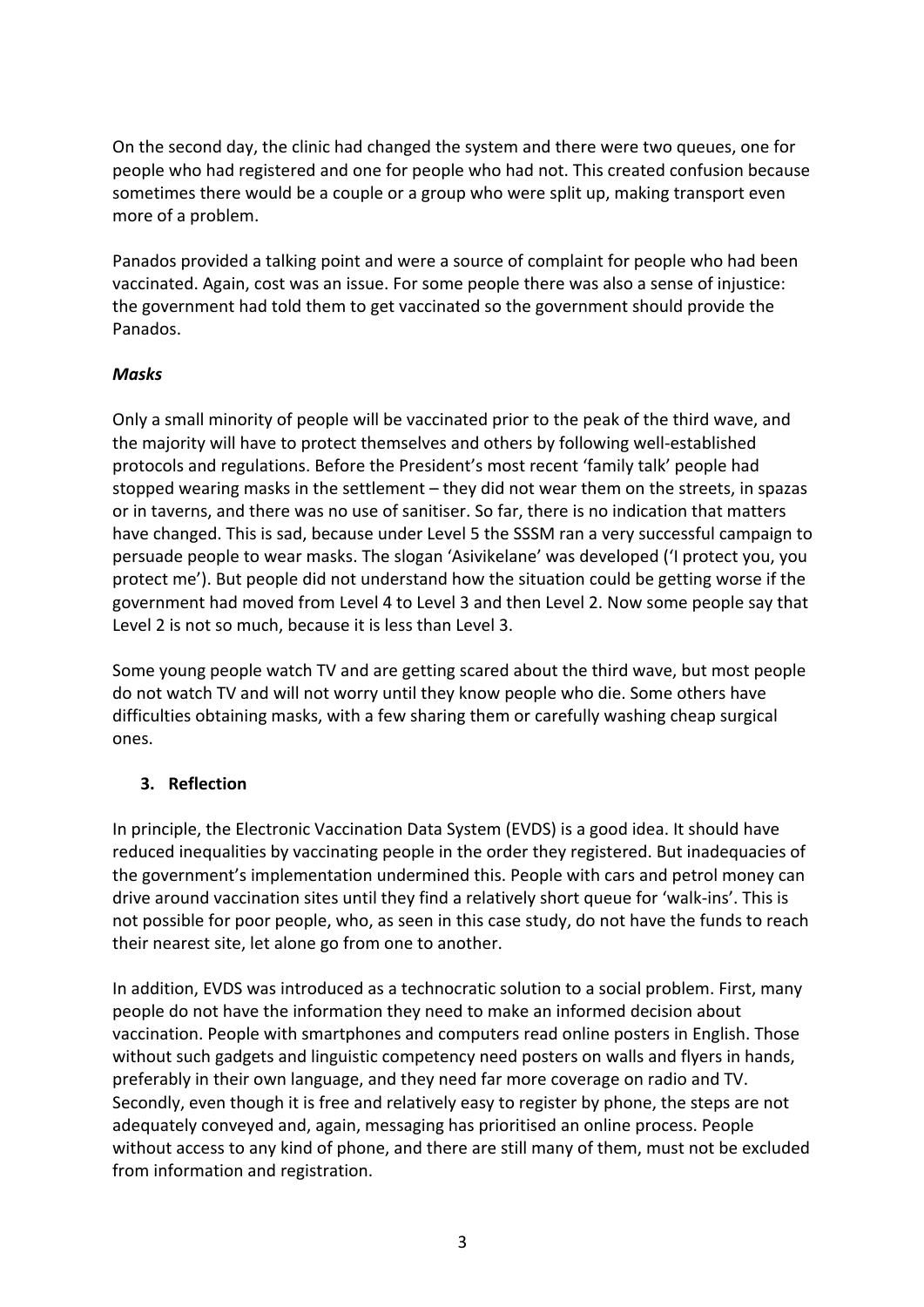On the second day, the clinic had changed the system and there were two queues, one for people who had registered and one for people who had not. This created confusion because sometimes there would be a couple or a group who were split up, making transport even more of a problem.

Panados provided a talking point and were a source of complaint for people who had been vaccinated. Again, cost was an issue. For some people there was also a sense of injustice: the government had told them to get vaccinated so the government should provide the Panados.

***Masks***

Only a small minority of people will be vaccinated prior to the peak of the third wave, and the majority will have to protect themselves and others by following well-established protocols and regulations. Before the President's most recent 'family talk' people had stopped wearing masks in the settlement – they did not wear them on the streets, in spazas or in taverns, and there was no use of sanitiser. So far, there is no indication that matters have changed. This is sad, because under Level 5 the SSSM ran a very successful campaign to persuade people to wear masks. The slogan 'Asivikelane' was developed ('I protect you, you protect me'). But people did not understand how the situation could be getting worse if the government had moved from Level 4 to Level 3 and then Level 2. Now some people say that Level 2 is not so much, because it is less than Level 3.

Some young people watch TV and are getting scared about the third wave, but most people do not watch TV and will not worry until they know people who die. Some others have difficulties obtaining masks, with a few sharing them or carefully washing cheap surgical ones.

## 3. Reflection

In principle, the Electronic Vaccination Data System (EVDS) is a good idea. It should have reduced inequalities by vaccinating people in the order they registered. But inadequacies of the government's implementation undermined this. People with cars and petrol money can drive around vaccination sites until they find a relatively short queue for 'walk-ins'. This is not possible for poor people, who, as seen in this case study, do not have the funds to reach their nearest site, let alone go from one to another.

In addition, EVDS was introduced as a technocratic solution to a social problem. First, many people do not have the information they need to make an informed decision about vaccination. People with smartphones and computers read online posters in English. Those without such gadgets and linguistic competency need posters on walls and flyers in hands, preferably in their own language, and they need far more coverage on radio and TV. Secondly, even though it is free and relatively easy to register by phone, the steps are not adequately conveyed and, again, messaging has prioritised an online process. People without access to any kind of phone, and there are still many of them, must not be excluded from information and registration.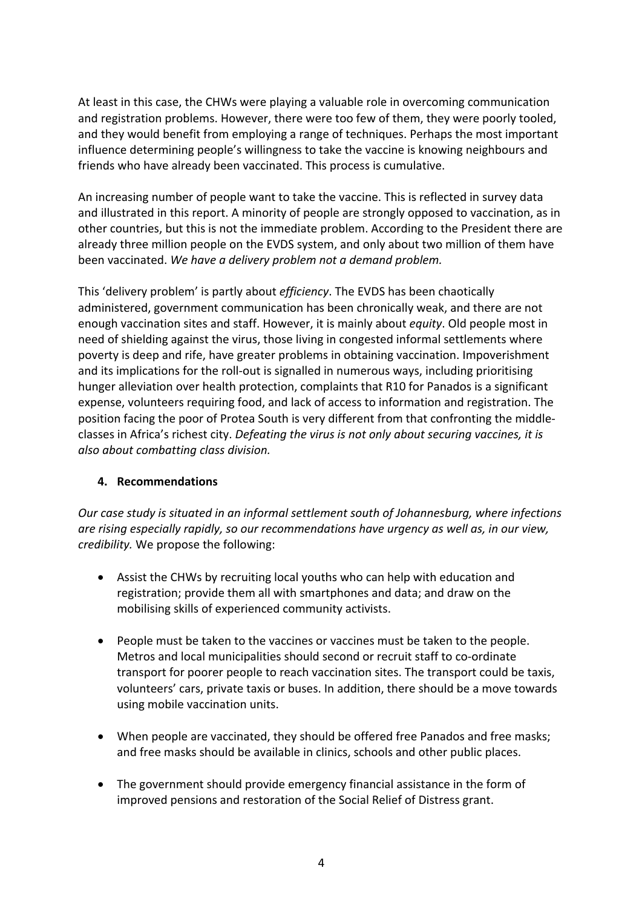At least in this case, the CHWs were playing a valuable role in overcoming communication and registration problems. However, there were too few of them, they were poorly tooled, and they would benefit from employing a range of techniques. Perhaps the most important influence determining people's willingness to take the vaccine is knowing neighbours and friends who have already been vaccinated. This process is cumulative.

An increasing number of people want to take the vaccine. This is reflected in survey data and illustrated in this report. A minority of people are strongly opposed to vaccination, as in other countries, but this is not the immediate problem. According to the President there are already three million people on the EVDS system, and only about two million of them have been vaccinated. *We have a delivery problem not a demand problem.*

This 'delivery problem' is partly about *efficiency*. The EVDS has been chaotically administered, government communication has been chronically weak, and there are not enough vaccination sites and staff. However, it is mainly about *equity*. Old people most in need of shielding against the virus, those living in congested informal settlements where poverty is deep and rife, have greater problems in obtaining vaccination. Impoverishment and its implications for the roll-out is signalled in numerous ways, including prioritising hunger alleviation over health protection, complaints that R10 for Panados is a significant expense, volunteers requiring food, and lack of access to information and registration. The position facing the poor of Protea South is very different from that confronting the middle-classes in Africa's richest city. *Defeating the virus is not only about securing vaccines, it is also about combatting class division.*

## 4. Recommendations

*Our case study is situated in an informal settlement south of Johannesburg, where infections are rising especially rapidly, so our recommendations have urgency as well as, in our view, credibility.* We propose the following:

- Assist the CHWs by recruiting local youths who can help with education and registration; provide them all with smartphones and data; and draw on the mobilising skills of experienced community activists.

- People must be taken to the vaccines or vaccines must be taken to the people. Metros and local municipalities should second or recruit staff to co-ordinate transport for poorer people to reach vaccination sites. The transport could be taxis, volunteers' cars, private taxis or buses. In addition, there should be a move towards using mobile vaccination units.

- When people are vaccinated, they should be offered free Panados and free masks; and free masks should be available in clinics, schools and other public places.

- The government should provide emergency financial assistance in the form of improved pensions and restoration of the Social Relief of Distress grant.